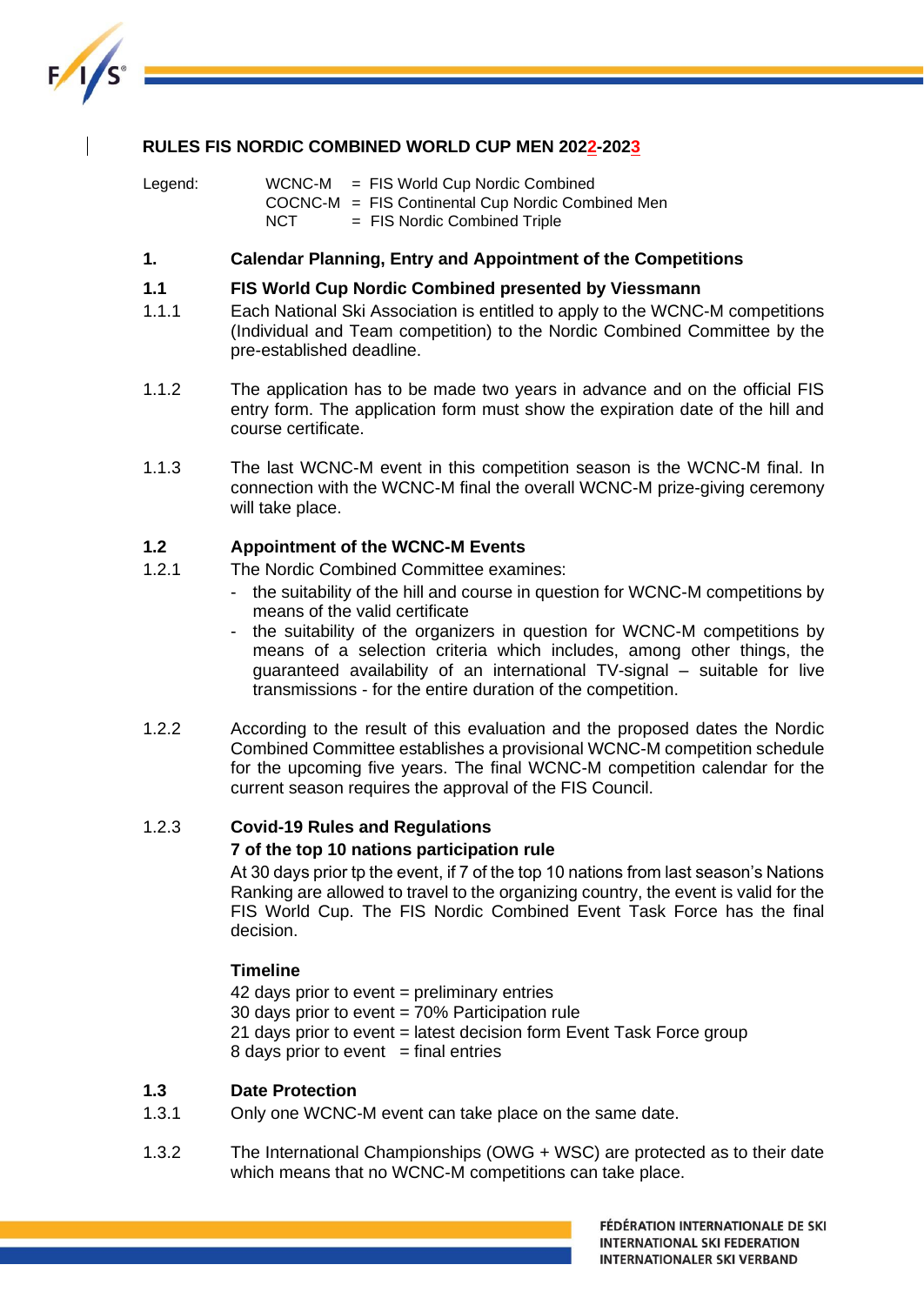# RULES FIS NORDIC COMBINED WORLD CUP MEN 2022-2023

Legend:
- WCNC-M = FIS World Cup Nordic Combined
- COCNC-M = FIS Continental Cup Nordic Combined Men
- NCT = FIS Nordic Combined Triple

## 1. Calendar Planning, Entry and Appointment of the Competitions

### 1.1 FIS World Cup Nordic Combined presented by Viessmann

1.1.1 Each National Ski Association is entitled to apply to the WCNC-M competitions (Individual and Team competition) to the Nordic Combined Committee by the pre-established deadline.

1.1.2 The application has to be made two years in advance and on the official FIS entry form. The application form must show the expiration date of the hill and course certificate.

1.1.3 The last WCNC-M event in this competition season is the WCNC-M final. In connection with the WCNC-M final the overall WCNC-M prize-giving ceremony will take place.

### 1.2 Appointment of the WCNC-M Events

1.2.1 The Nordic Combined Committee examines:
- the suitability of the hill and course in question for WCNC-M competitions by means of the valid certificate
- the suitability of the organizers in question for WCNC-M competitions by means of a selection criteria which includes, among other things, the guaranteed availability of an international TV-signal – suitable for live transmissions - for the entire duration of the competition.

1.2.2 According to the result of this evaluation and the proposed dates the Nordic Combined Committee establishes a provisional WCNC-M competition schedule for the upcoming five years. The final WCNC-M competition calendar for the current season requires the approval of the FIS Council.

1.2.3 **Covid-19 Rules and Regulations**

**7 of the top 10 nations participation rule**

At 30 days prior tp the event, if 7 of the top 10 nations from last season's Nations Ranking are allowed to travel to the organizing country, the event is valid for the FIS World Cup. The FIS Nordic Combined Event Task Force has the final decision.

**Timeline**

42 days prior to event = preliminary entries
30 days prior to event = 70% Participation rule
21 days prior to event = latest decision form Event Task Force group
8 days prior to event = final entries

### 1.3 Date Protection

1.3.1 Only one WCNC-M event can take place on the same date.

1.3.2 The International Championships (OWG + WSC) are protected as to their date which means that no WCNC-M competitions can take place.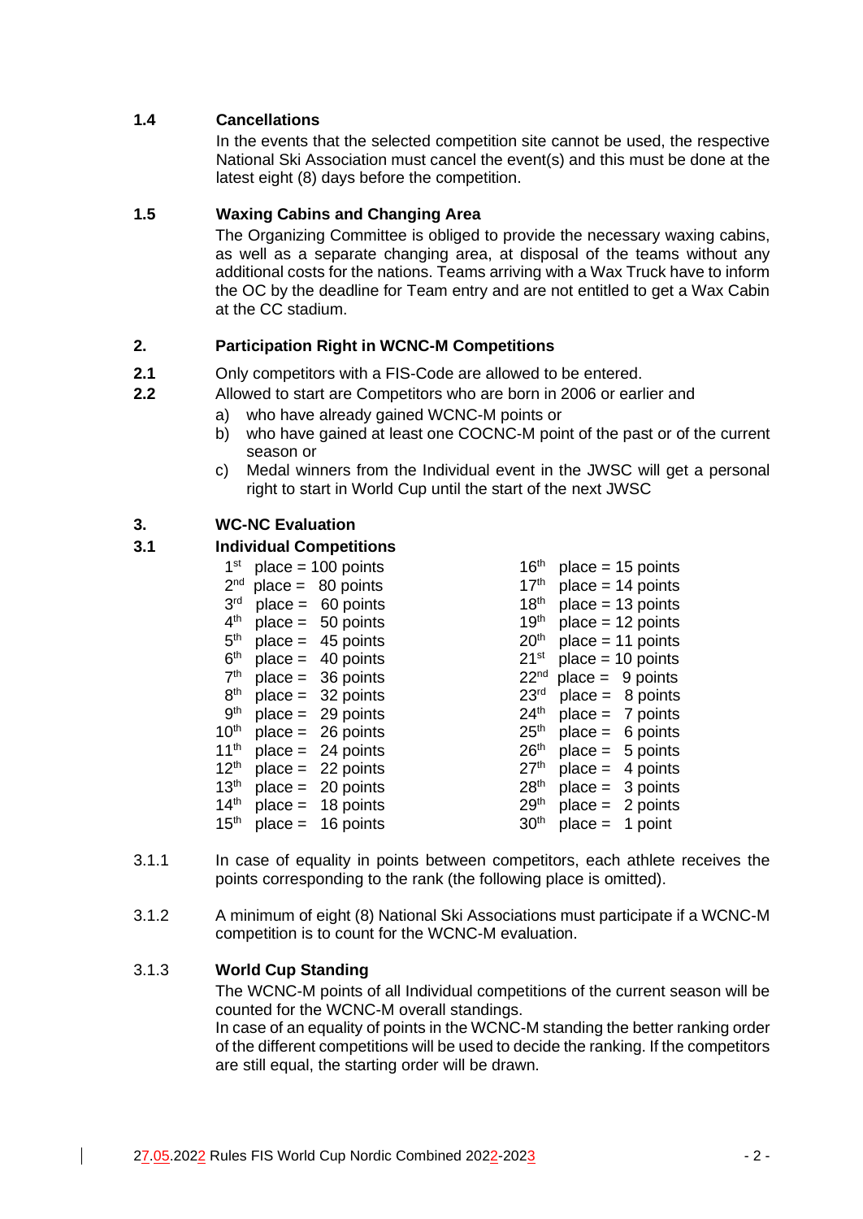### 1.4 Cancellations

In the events that the selected competition site cannot be used, the respective National Ski Association must cancel the event(s) and this must be done at the latest eight (8) days before the competition.

### 1.5 Waxing Cabins and Changing Area

The Organizing Committee is obliged to provide the necessary waxing cabins, as well as a separate changing area, at disposal of the teams without any additional costs for the nations. Teams arriving with a Wax Truck have to inform the OC by the deadline for Team entry and are not entitled to get a Wax Cabin at the CC stadium.

## 2. Participation Right in WCNC-M Competitions

**2.1** Only competitors with a FIS-Code are allowed to be entered.

**2.2** Allowed to start are Competitors who are born in 2006 or earlier and

a) who have already gained WCNC-M points or
b) who have gained at least one COCNC-M point of the past or of the current season or
c) Medal winners from the Individual event in the JWSC will get a personal right to start in World Cup until the start of the next JWSC

## 3. WC-NC Evaluation

### 3.1 Individual Competitions

| Place | Points | Place | Points |
|---|---|---|---|
| 1st place | 100 points | 16th place | 15 points |
| 2nd place | 80 points | 17th place | 14 points |
| 3rd place | 60 points | 18th place | 13 points |
| 4th place | 50 points | 19th place | 12 points |
| 5th place | 45 points | 20th place | 11 points |
| 6th place | 40 points | 21st place | 10 points |
| 7th place | 36 points | 22nd place | 9 points |
| 8th place | 32 points | 23rd place | 8 points |
| 9th place | 29 points | 24th place | 7 points |
| 10th place | 26 points | 25th place | 6 points |
| 11th place | 24 points | 26th place | 5 points |
| 12th place | 22 points | 27th place | 4 points |
| 13th place | 20 points | 28th place | 3 points |
| 14th place | 18 points | 29th place | 2 points |
| 15th place | 16 points | 30th place | 1 point |

3.1.1 In case of equality in points between competitors, each athlete receives the points corresponding to the rank (the following place is omitted).

3.1.2 A minimum of eight (8) National Ski Associations must participate if a WCNC-M competition is to count for the WCNC-M evaluation.

#### 3.1.3 World Cup Standing

The WCNC-M points of all Individual competitions of the current season will be counted for the WCNC-M overall standings.
In case of an equality of points in the WCNC-M standing the better ranking order of the different competitions will be used to decide the ranking. If the competitors are still equal, the starting order will be drawn.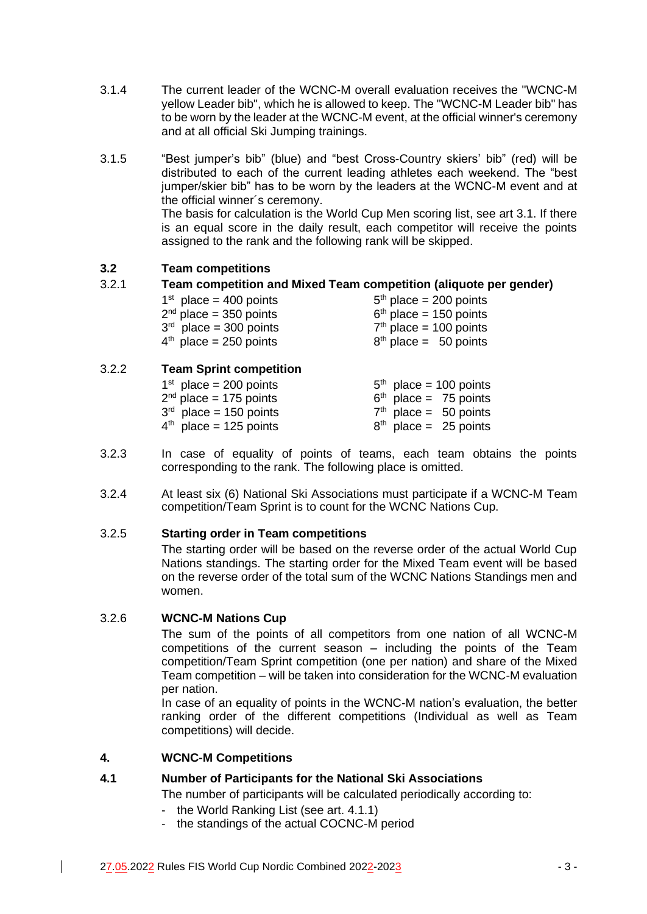3.1.4 The current leader of the WCNC-M overall evaluation receives the "WCNC-M yellow Leader bib", which he is allowed to keep. The "WCNC-M Leader bib" has to be worn by the leader at the WCNC-M event, at the official winner's ceremony and at all official Ski Jumping trainings.

3.1.5 "Best jumper's bib" (blue) and "best Cross-Country skiers' bib" (red) will be distributed to each of the current leading athletes each weekend. The "best jumper/skier bib" has to be worn by the leaders at the WCNC-M event and at the official winner´s ceremony.
The basis for calculation is the World Cup Men scoring list, see art 3.1. If there is an equal score in the daily result, each competitor will receive the points assigned to the rank and the following rank will be skipped.

## 3.2 Team competitions

### 3.2.1 Team competition and Mixed Team competition (aliquote per gender)

| | |
|---|---|
| 1st place = 400 points | 5th place = 200 points |
| 2nd place = 350 points | 6th place = 150 points |
| 3rd place = 300 points | 7th place = 100 points |
| 4th place = 250 points | 8th place = 50 points |

### 3.2.2 Team Sprint competition

| | |
|---|---|
| 1st place = 200 points | 5th place = 100 points |
| 2nd place = 175 points | 6th place = 75 points |
| 3rd place = 150 points | 7th place = 50 points |
| 4th place = 125 points | 8th place = 25 points |

3.2.3 In case of equality of points of teams, each team obtains the points corresponding to the rank. The following place is omitted.

3.2.4 At least six (6) National Ski Associations must participate if a WCNC-M Team competition/Team Sprint is to count for the WCNC Nations Cup.

### 3.2.5 Starting order in Team competitions

The starting order will be based on the reverse order of the actual World Cup Nations standings. The starting order for the Mixed Team event will be based on the reverse order of the total sum of the WCNC Nations Standings men and women.

### 3.2.6 WCNC-M Nations Cup

The sum of the points of all competitors from one nation of all WCNC-M competitions of the current season – including the points of the Team competition/Team Sprint competition (one per nation) and share of the Mixed Team competition – will be taken into consideration for the WCNC-M evaluation per nation.
In case of an equality of points in the WCNC-M nation's evaluation, the better ranking order of the different competitions (Individual as well as Team competitions) will decide.

## 4. WCNC-M Competitions

## 4.1 Number of Participants for the National Ski Associations

The number of participants will be calculated periodically according to:

- the World Ranking List (see art. 4.1.1)
- the standings of the actual COCNC-M period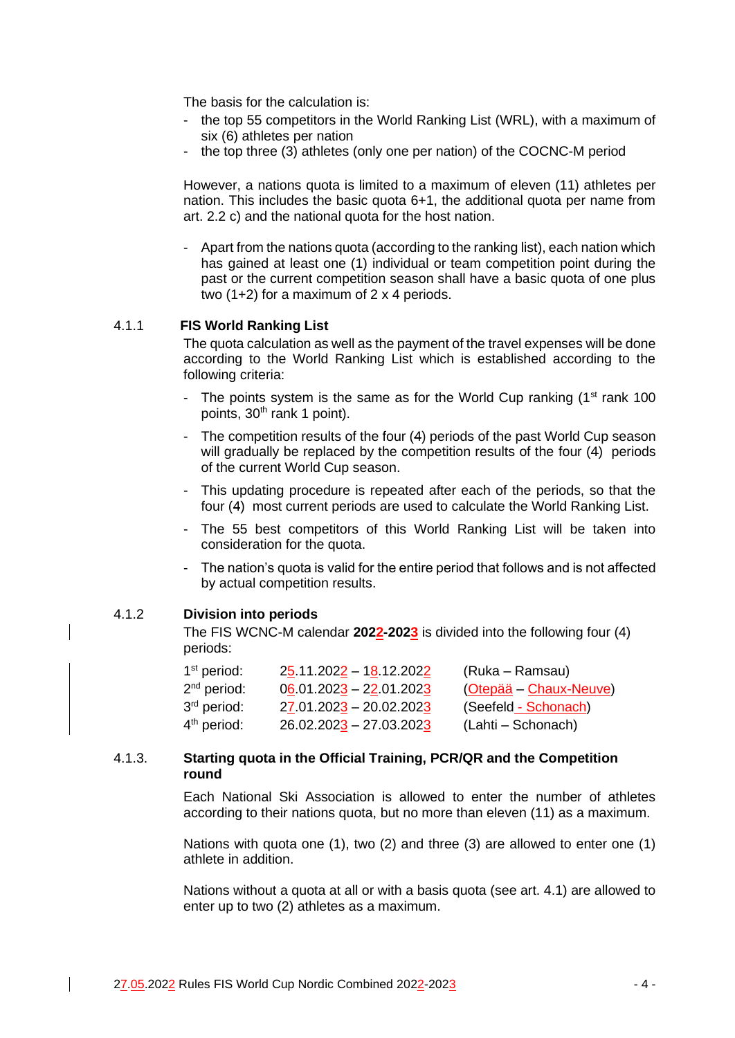The basis for the calculation is:

- the top 55 competitors in the World Ranking List (WRL), with a maximum of six (6) athletes per nation
- the top three (3) athletes (only one per nation) of the COCNC-M period

However, a nations quota is limited to a maximum of eleven (11) athletes per nation. This includes the basic quota 6+1, the additional quota per name from art. 2.2 c) and the national quota for the host nation.

- Apart from the nations quota (according to the ranking list), each nation which has gained at least one (1) individual or team competition point during the past or the current competition season shall have a basic quota of one plus two (1+2) for a maximum of 2 x 4 periods.

### 4.1.1 FIS World Ranking List

The quota calculation as well as the payment of the travel expenses will be done according to the World Ranking List which is established according to the following criteria:

- The points system is the same as for the World Cup ranking (1st rank 100 points, 30th rank 1 point).
- The competition results of the four (4) periods of the past World Cup season will gradually be replaced by the competition results of the four (4) periods of the current World Cup season.
- This updating procedure is repeated after each of the periods, so that the four (4) most current periods are used to calculate the World Ranking List.
- The 55 best competitors of this World Ranking List will be taken into consideration for the quota.
- The nation's quota is valid for the entire period that follows and is not affected by actual competition results.

### 4.1.2 Division into periods

The FIS WCNC-M calendar **2022-2023** is divided into the following four (4) periods:

| | | |
|---|---|---|
| 1st period: | 25.11.2022 – 18.12.2022 | (Ruka – Ramsau) |
| 2nd period: | 06.01.2023 – 22.01.2023 | (Otepää – Chaux-Neuve) |
| 3rd period: | 27.01.2023 – 20.02.2023 | (Seefeld - Schonach) |
| 4th period: | 26.02.2023 – 27.03.2023 | (Lahti – Schonach) |

### 4.1.3. Starting quota in the Official Training, PCR/QR and the Competition round

Each National Ski Association is allowed to enter the number of athletes according to their nations quota, but no more than eleven (11) as a maximum.

Nations with quota one (1), two (2) and three (3) are allowed to enter one (1) athlete in addition.

Nations without a quota at all or with a basis quota (see art. 4.1) are allowed to enter up to two (2) athletes as a maximum.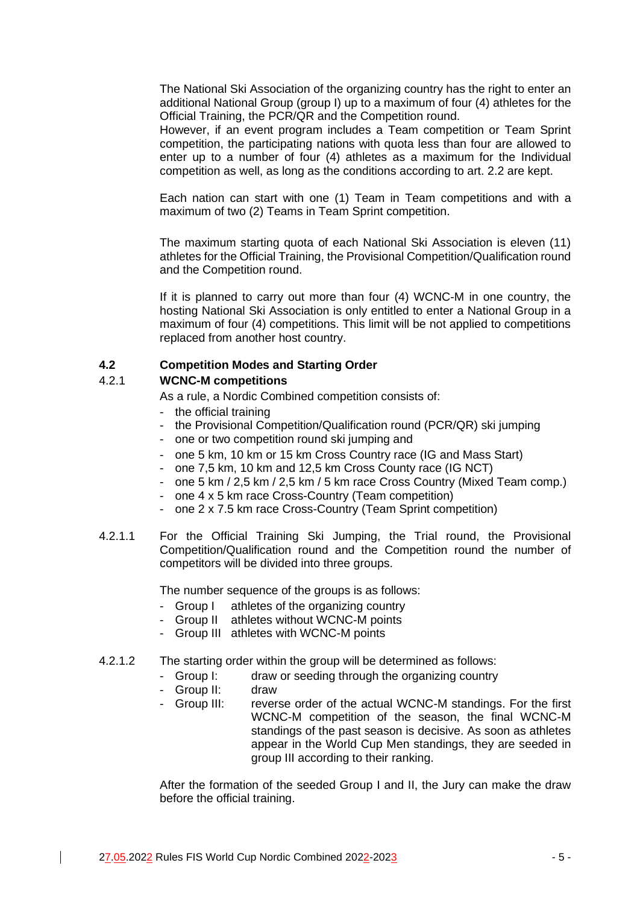The National Ski Association of the organizing country has the right to enter an additional National Group (group I) up to a maximum of four (4) athletes for the Official Training, the PCR/QR and the Competition round.
However, if an event program includes a Team competition or Team Sprint competition, the participating nations with quota less than four are allowed to enter up to a number of four (4) athletes as a maximum for the Individual competition as well, as long as the conditions according to art. 2.2 are kept.

Each nation can start with one (1) Team in Team competitions and with a maximum of two (2) Teams in Team Sprint competition.

The maximum starting quota of each National Ski Association is eleven (11) athletes for the Official Training, the Provisional Competition/Qualification round and the Competition round.

If it is planned to carry out more than four (4) WCNC-M in one country, the hosting National Ski Association is only entitled to enter a National Group in a maximum of four (4) competitions. This limit will be not applied to competitions replaced from another host country.

### 4.2 Competition Modes and Starting Order

#### 4.2.1 WCNC-M competitions

As a rule, a Nordic Combined competition consists of:

- the official training
- the Provisional Competition/Qualification round (PCR/QR) ski jumping
- one or two competition round ski jumping and
- one 5 km, 10 km or 15 km Cross Country race (IG and Mass Start)
- one 7,5 km, 10 km and 12,5 km Cross County race (IG NCT)
- one 5 km / 2,5 km / 2,5 km / 5 km race Cross Country (Mixed Team comp.)
- one 4 x 5 km race Cross-Country (Team competition)
- one 2 x 7.5 km race Cross-Country (Team Sprint competition)

4.2.1.1 For the Official Training Ski Jumping, the Trial round, the Provisional Competition/Qualification round and the Competition round the number of competitors will be divided into three groups.

The number sequence of the groups is as follows:

- Group I athletes of the organizing country
- Group II athletes without WCNC-M points
- Group III athletes with WCNC-M points

4.2.1.2 The starting order within the group will be determined as follows:

- Group I: draw or seeding through the organizing country
- Group II: draw
- Group III: reverse order of the actual WCNC-M standings. For the first WCNC-M competition of the season, the final WCNC-M standings of the past season is decisive. As soon as athletes appear in the World Cup Men standings, they are seeded in group III according to their ranking.

After the formation of the seeded Group I and II, the Jury can make the draw before the official training.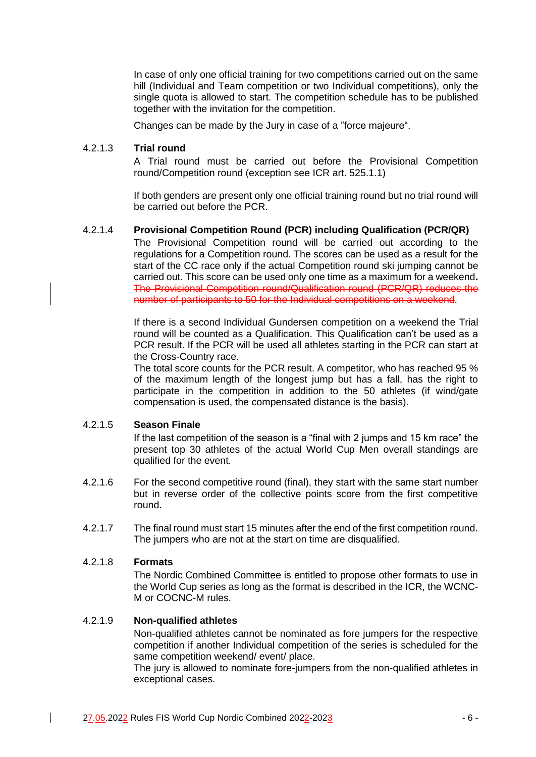In case of only one official training for two competitions carried out on the same hill (Individual and Team competition or two Individual competitions), only the single quota is allowed to start. The competition schedule has to be published together with the invitation for the competition.

Changes can be made by the Jury in case of a "force majeure".

#### 4.2.1.3 **Trial round**

A Trial round must be carried out before the Provisional Competition round/Competition round (exception see ICR art. 525.1.1)

If both genders are present only one official training round but no trial round will be carried out before the PCR.

#### 4.2.1.4 **Provisional Competition Round (PCR) including Qualification (PCR/QR)**

The Provisional Competition round will be carried out according to the regulations for a Competition round. The scores can be used as a result for the start of the CC race only if the actual Competition round ski jumping cannot be carried out. This score can be used only one time as a maximum for a weekend. ~~The Provisional Competition round/Qualification round (PCR/QR) reduces the number of participants to 50 for the Individual competitions on a weekend~~.

If there is a second Individual Gundersen competition on a weekend the Trial round will be counted as a Qualification. This Qualification can't be used as a PCR result. If the PCR will be used all athletes starting in the PCR can start at the Cross-Country race.
The total score counts for the PCR result. A competitor, who has reached 95 % of the maximum length of the longest jump but has a fall, has the right to participate in the competition in addition to the 50 athletes (if wind/gate compensation is used, the compensated distance is the basis).

#### 4.2.1.5 **Season Finale**

If the last competition of the season is a "final with 2 jumps and 15 km race" the present top 30 athletes of the actual World Cup Men overall standings are qualified for the event.

4.2.1.6 For the second competitive round (final), they start with the same start number but in reverse order of the collective points score from the first competitive round.

4.2.1.7 The final round must start 15 minutes after the end of the first competition round. The jumpers who are not at the start on time are disqualified.

#### 4.2.1.8 **Formats**

The Nordic Combined Committee is entitled to propose other formats to use in the World Cup series as long as the format is described in the ICR, the WCNC-M or COCNC-M rules.

#### 4.2.1.9 **Non-qualified athletes**

Non-qualified athletes cannot be nominated as fore jumpers for the respective competition if another Individual competition of the series is scheduled for the same competition weekend/ event/ place.
The jury is allowed to nominate fore-jumpers from the non-qualified athletes in exceptional cases.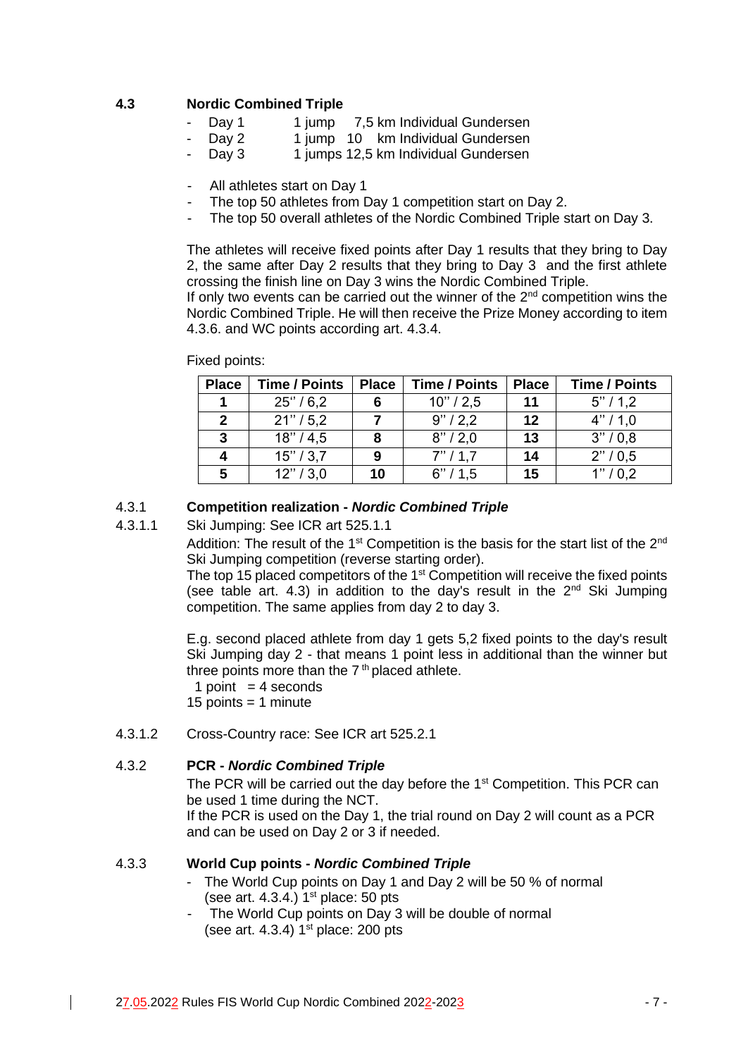### 4.3 Nordic Combined Triple

- Day 1 1 jump 7,5 km Individual Gundersen
- Day 2 1 jump 10 km Individual Gundersen
- Day 3 1 jumps 12,5 km Individual Gundersen

- All athletes start on Day 1
- The top 50 athletes from Day 1 competition start on Day 2.
- The top 50 overall athletes of the Nordic Combined Triple start on Day 3.

The athletes will receive fixed points after Day 1 results that they bring to Day 2, the same after Day 2 results that they bring to Day 3 and the first athlete crossing the finish line on Day 3 wins the Nordic Combined Triple.
If only two events can be carried out the winner of the 2nd competition wins the Nordic Combined Triple. He will then receive the Prize Money according to item 4.3.6. and WC points according art. 4.3.4.

Fixed points:

| Place | Time / Points | Place | Time / Points | Place | Time / Points |
|---|---|---|---|---|---|
| **1** | 25'' / 6,2 | **6** | 10'' / 2,5 | **11** | 5'' / 1,2 |
| **2** | 21'' / 5,2 | **7** | 9'' / 2,2 | **12** | 4'' / 1,0 |
| **3** | 18'' / 4,5 | **8** | 8'' / 2,0 | **13** | 3'' / 0,8 |
| **4** | 15'' / 3,7 | **9** | 7'' / 1,7 | **14** | 2'' / 0,5 |
| **5** | 12'' / 3,0 | **10** | 6'' / 1,5 | **15** | 1'' / 0,2 |

#### 4.3.1 Competition realization - *Nordic Combined Triple*

4.3.1.1 Ski Jumping: See ICR art 525.1.1

Addition: The result of the 1st Competition is the basis for the start list of the 2nd Ski Jumping competition (reverse starting order).
The top 15 placed competitors of the 1st Competition will receive the fixed points (see table art. 4.3) in addition to the day's result in the 2nd Ski Jumping competition. The same applies from day 2 to day 3.

E.g. second placed athlete from day 1 gets 5,2 fixed points to the day's result Ski Jumping day 2 - that means 1 point less in additional than the winner but three points more than the 7th placed athlete.
1 point = 4 seconds
15 points = 1 minute

4.3.1.2 Cross-Country race: See ICR art 525.2.1

#### 4.3.2 PCR - *Nordic Combined Triple*

The PCR will be carried out the day before the 1st Competition. This PCR can be used 1 time during the NCT.
If the PCR is used on the Day 1, the trial round on Day 2 will count as a PCR and can be used on Day 2 or 3 if needed.

#### 4.3.3 World Cup points - *Nordic Combined Triple*

- The World Cup points on Day 1 and Day 2 will be 50 % of normal (see art. 4.3.4.) 1st place: 50 pts
- The World Cup points on Day 3 will be double of normal (see art. 4.3.4) 1st place: 200 pts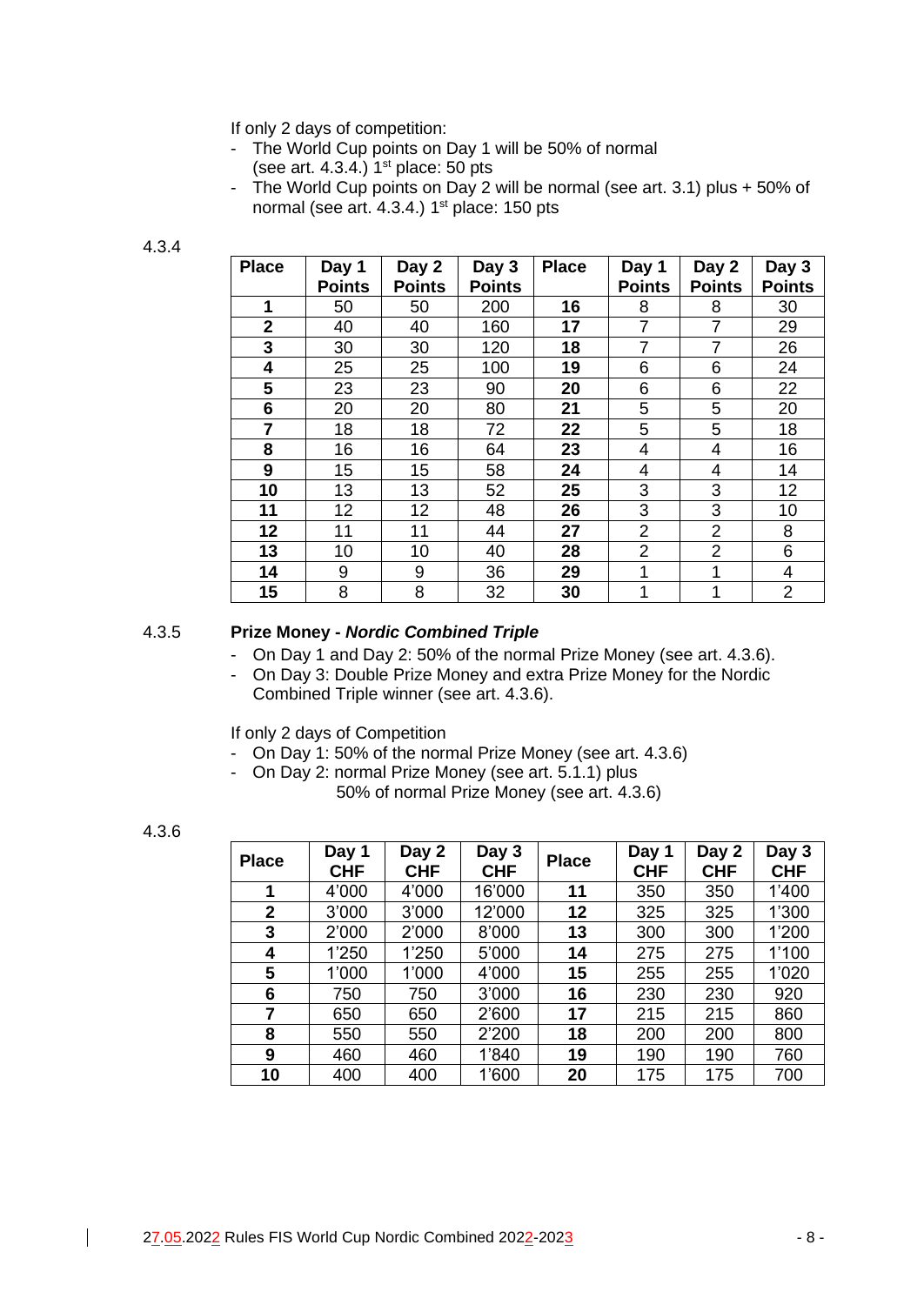If only 2 days of competition:

- The World Cup points on Day 1 will be 50% of normal (see art. 4.3.4.) 1st place: 50 pts
- The World Cup points on Day 2 will be normal (see art. 3.1) plus + 50% of normal (see art. 4.3.4.) 1st place: 150 pts

4.3.4

| Place | Day 1 Points | Day 2 Points | Day 3 Points | Place | Day 1 Points | Day 2 Points | Day 3 Points |
|---|---|---|---|---|---|---|---|
| **1** | 50 | 50 | 200 | **16** | 8 | 8 | 30 |
| **2** | 40 | 40 | 160 | **17** | 7 | 7 | 29 |
| **3** | 30 | 30 | 120 | **18** | 7 | 7 | 26 |
| **4** | 25 | 25 | 100 | **19** | 6 | 6 | 24 |
| **5** | 23 | 23 | 90 | **20** | 6 | 6 | 22 |
| **6** | 20 | 20 | 80 | **21** | 5 | 5 | 20 |
| **7** | 18 | 18 | 72 | **22** | 5 | 5 | 18 |
| **8** | 16 | 16 | 64 | **23** | 4 | 4 | 16 |
| **9** | 15 | 15 | 58 | **24** | 4 | 4 | 14 |
| **10** | 13 | 13 | 52 | **25** | 3 | 3 | 12 |
| **11** | 12 | 12 | 48 | **26** | 3 | 3 | 10 |
| **12** | 11 | 11 | 44 | **27** | 2 | 2 | 8 |
| **13** | 10 | 10 | 40 | **28** | 2 | 2 | 6 |
| **14** | 9 | 9 | 36 | **29** | 1 | 1 | 4 |
| **15** | 8 | 8 | 32 | **30** | 1 | 1 | 2 |

4.3.5 **Prize Money - *Nordic Combined Triple***

- On Day 1 and Day 2: 50% of the normal Prize Money (see art. 4.3.6).
- On Day 3: Double Prize Money and extra Prize Money for the Nordic Combined Triple winner (see art. 4.3.6).

If only 2 days of Competition

- On Day 1: 50% of the normal Prize Money (see art. 4.3.6)
- On Day 2: normal Prize Money (see art. 5.1.1) plus 50% of normal Prize Money (see art. 4.3.6)

4.3.6

| Place | Day 1 CHF | Day 2 CHF | Day 3 CHF | Place | Day 1 CHF | Day 2 CHF | Day 3 CHF |
|---|---|---|---|---|---|---|---|
| **1** | 4'000 | 4'000 | 16'000 | **11** | 350 | 350 | 1'400 |
| **2** | 3'000 | 3'000 | 12'000 | **12** | 325 | 325 | 1'300 |
| **3** | 2'000 | 2'000 | 8'000 | **13** | 300 | 300 | 1'200 |
| **4** | 1'250 | 1'250 | 5'000 | **14** | 275 | 275 | 1'100 |
| **5** | 1'000 | 1'000 | 4'000 | **15** | 255 | 255 | 1'020 |
| **6** | 750 | 750 | 3'000 | **16** | 230 | 230 | 920 |
| **7** | 650 | 650 | 2'600 | **17** | 215 | 215 | 860 |
| **8** | 550 | 550 | 2'200 | **18** | 200 | 200 | 800 |
| **9** | 460 | 460 | 1'840 | **19** | 190 | 190 | 760 |
| **10** | 400 | 400 | 1'600 | **20** | 175 | 175 | 700 |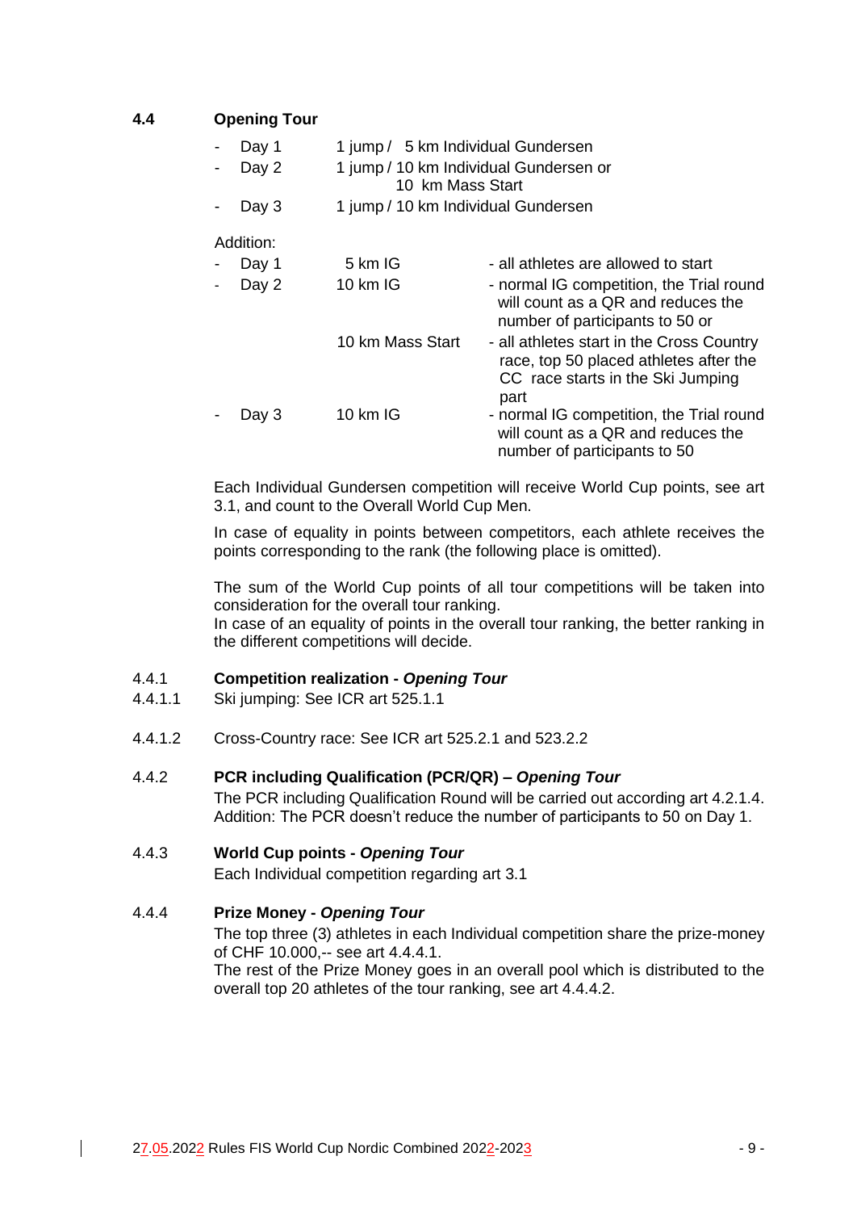## 4.4 Opening Tour

- Day 1 — 1 jump / 5 km Individual Gundersen
- Day 2 — 1 jump / 10 km Individual Gundersen or 10 km Mass Start
- Day 3 — 1 jump / 10 km Individual Gundersen

Addition:

| | | |
|---|---|---|
| - Day 1 | 5 km IG | - all athletes are allowed to start |
| - Day 2 | 10 km IG | - normal IG competition, the Trial round will count as a QR and reduces the number of participants to 50 or |
| | 10 km Mass Start | - all athletes start in the Cross Country race, top 50 placed athletes after the CC race starts in the Ski Jumping part |
| - Day 3 | 10 km IG | - normal IG competition, the Trial round will count as a QR and reduces the number of participants to 50 |

Each Individual Gundersen competition will receive World Cup points, see art 3.1, and count to the Overall World Cup Men.

In case of equality in points between competitors, each athlete receives the points corresponding to the rank (the following place is omitted).

The sum of the World Cup points of all tour competitions will be taken into consideration for the overall tour ranking.
In case of an equality of points in the overall tour ranking, the better ranking in the different competitions will decide.

### 4.4.1 Competition realization - *Opening Tour*

4.4.1.1 Ski jumping: See ICR art 525.1.1

4.4.1.2 Cross-Country race: See ICR art 525.2.1 and 523.2.2

### 4.4.2 PCR including Qualification (PCR/QR) – *Opening Tour*

The PCR including Qualification Round will be carried out according art 4.2.1.4.
Addition: The PCR doesn't reduce the number of participants to 50 on Day 1.

### 4.4.3 World Cup points - *Opening Tour*

Each Individual competition regarding art 3.1

### 4.4.4 Prize Money - *Opening Tour*

The top three (3) athletes in each Individual competition share the prize-money of CHF 10.000,-- see art 4.4.4.1.
The rest of the Prize Money goes in an overall pool which is distributed to the overall top 20 athletes of the tour ranking, see art 4.4.4.2.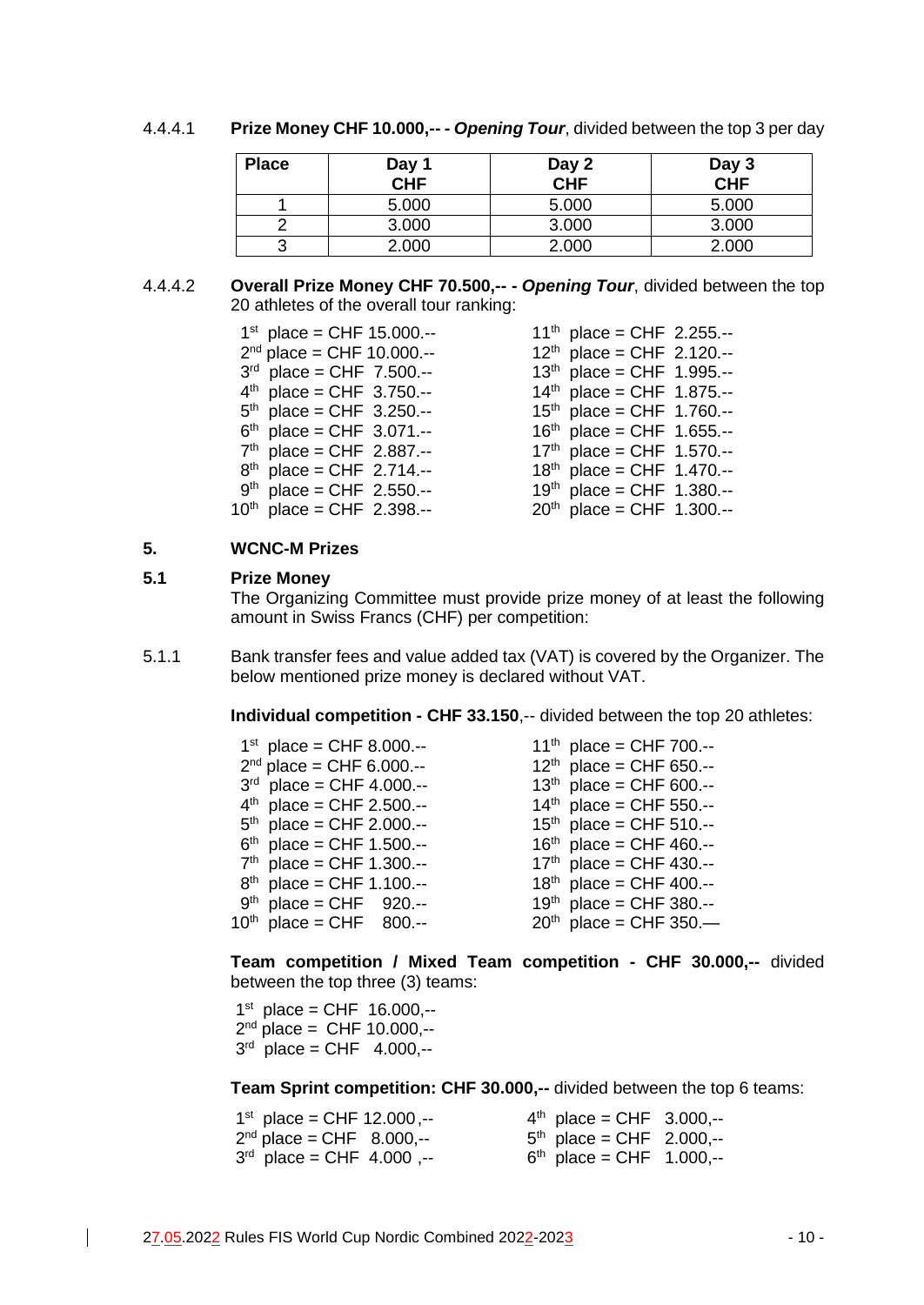4.4.4.1 **Prize Money CHF 10.000,-- - *Opening Tour***, divided between the top 3 per day

| Place | Day 1 CHF | Day 2 CHF | Day 3 CHF |
|---|---|---|---|
| 1 | 5.000 | 5.000 | 5.000 |
| 2 | 3.000 | 3.000 | 3.000 |
| 3 | 2.000 | 2.000 | 2.000 |

4.4.4.2 **Overall Prize Money CHF 70.500,-- - *Opening Tour***, divided between the top 20 athletes of the overall tour ranking:

1st place = CHF 15.000.--
2nd place = CHF 10.000.--
3rd place = CHF 7.500.--
4th place = CHF 3.750.--
5th place = CHF 3.250.--
6th place = CHF 3.071.--
7th place = CHF 2.887.--
8th place = CHF 2.714.--
9th place = CHF 2.550.--
10th place = CHF 2.398.--
11th place = CHF 2.255.--
12th place = CHF 2.120.--
13th place = CHF 1.995.--
14th place = CHF 1.875.--
15th place = CHF 1.760.--
16th place = CHF 1.655.--
17th place = CHF 1.570.--
18th place = CHF 1.470.--
19th place = CHF 1.380.--
20th place = CHF 1.300.--

## 5. WCNC-M Prizes

### 5.1 Prize Money

The Organizing Committee must provide prize money of at least the following amount in Swiss Francs (CHF) per competition:

5.1.1 Bank transfer fees and value added tax (VAT) is covered by the Organizer. The below mentioned prize money is declared without VAT.

**Individual competition - CHF 33.150**,-- divided between the top 20 athletes:

1st place = CHF 8.000.--
2nd place = CHF 6.000.--
3rd place = CHF 4.000.--
4th place = CHF 2.500.--
5th place = CHF 2.000.--
6th place = CHF 1.500.--
7th place = CHF 1.300.--
8th place = CHF 1.100.--
9th place = CHF 920.--
10th place = CHF 800.--
11th place = CHF 700.--
12th place = CHF 650.--
13th place = CHF 600.--
14th place = CHF 550.--
15th place = CHF 510.--
16th place = CHF 460.--
17th place = CHF 430.--
18th place = CHF 400.--
19th place = CHF 380.--
20th place = CHF 350.—

**Team competition / Mixed Team competition - CHF 30.000,--** divided between the top three (3) teams:

1st place = CHF 16.000,--
2nd place = CHF 10.000,--
3rd place = CHF 4.000,--

**Team Sprint competition: CHF 30.000,--** divided between the top 6 teams:

1st place = CHF 12.000,--
2nd place = CHF 8.000,--
3rd place = CHF 4.000 ,--
4th place = CHF 3.000,--
5th place = CHF 2.000,--
6th place = CHF 1.000,--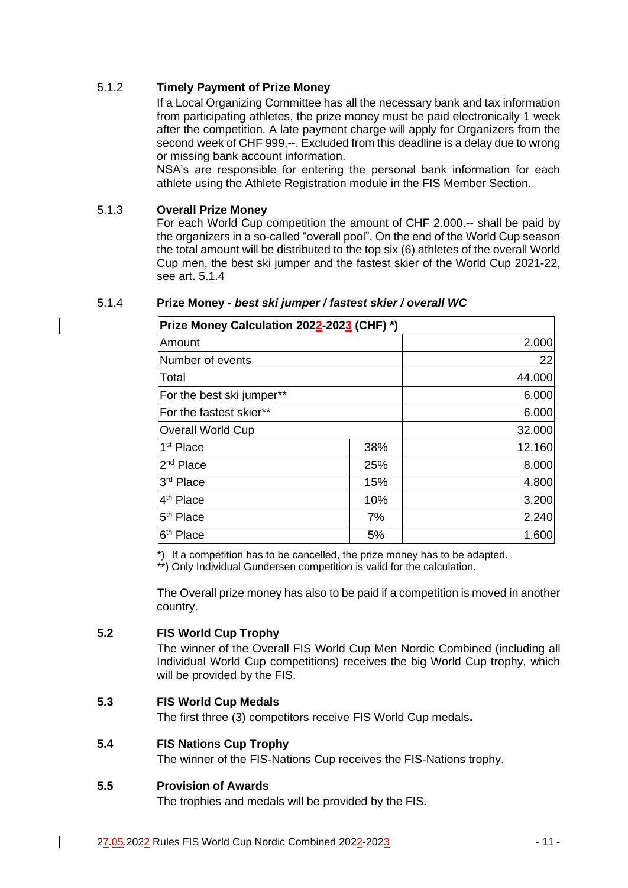#### 5.1.2 Timely Payment of Prize Money

If a Local Organizing Committee has all the necessary bank and tax information from participating athletes, the prize money must be paid electronically 1 week after the competition. A late payment charge will apply for Organizers from the second week of CHF 999,--. Excluded from this deadline is a delay due to wrong or missing bank account information.

NSA's are responsible for entering the personal bank information for each athlete using the Athlete Registration module in the FIS Member Section.

#### 5.1.3 Overall Prize Money

For each World Cup competition the amount of CHF 2.000.-- shall be paid by the organizers in a so-called "overall pool". On the end of the World Cup season the total amount will be distributed to the top six (6) athletes of the overall World Cup men, the best ski jumper and the fastest skier of the World Cup 2021-22, see art. 5.1.4

#### 5.1.4 Prize Money - *best ski jumper / fastest skier / overall WC*

| Prize Money Calculation 2022-2023 (CHF) *) | | |
|---|---|---|
| Amount | | 2.000 |
| Number of events | | 22 |
| Total | | 44.000 |
| For the best ski jumper** | | 6.000 |
| For the fastest skier** | | 6.000 |
| Overall World Cup | | 32.000 |
| 1st Place | 38% | 12.160 |
| 2nd Place | 25% | 8.000 |
| 3rd Place | 15% | 4.800 |
| 4th Place | 10% | 3.200 |
| 5th Place | 7% | 2.240 |
| 6th Place | 5% | 1.600 |

*) If a competition has to be cancelled, the prize money has to be adapted.
**) Only Individual Gundersen competition is valid for the calculation.

The Overall prize money has also to be paid if a competition is moved in another country.

### 5.2 FIS World Cup Trophy

The winner of the Overall FIS World Cup Men Nordic Combined (including all Individual World Cup competitions) receives the big World Cup trophy, which will be provided by the FIS.

### 5.3 FIS World Cup Medals

The first three (3) competitors receive FIS World Cup medals**.**

### 5.4 FIS Nations Cup Trophy

The winner of the FIS-Nations Cup receives the FIS-Nations trophy.

### 5.5 Provision of Awards

The trophies and medals will be provided by the FIS.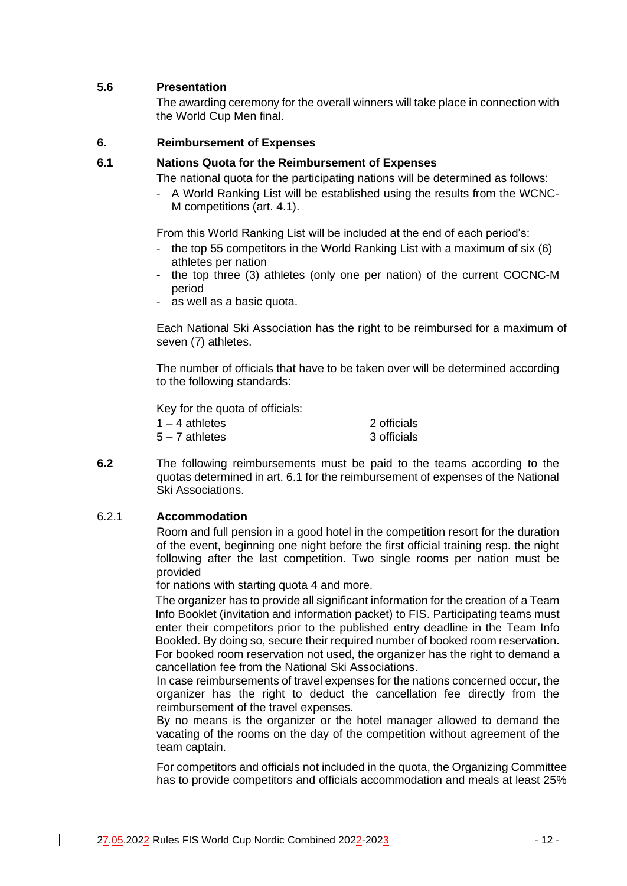### 5.6 Presentation

The awarding ceremony for the overall winners will take place in connection with the World Cup Men final.

## 6. Reimbursement of Expenses

### 6.1 Nations Quota for the Reimbursement of Expenses

The national quota for the participating nations will be determined as follows:

- A World Ranking List will be established using the results from the WCNC-M competitions (art. 4.1).

From this World Ranking List will be included at the end of each period's:

- the top 55 competitors in the World Ranking List with a maximum of six (6) athletes per nation
- the top three (3) athletes (only one per nation) of the current COCNC-M period
- as well as a basic quota.

Each National Ski Association has the right to be reimbursed for a maximum of seven (7) athletes.

The number of officials that have to be taken over will be determined according to the following standards:

Key for the quota of officials:

| | |
|---|---|
| 1 – 4 athletes | 2 officials |
| 5 – 7 athletes | 3 officials |

**6.2** The following reimbursements must be paid to the teams according to the quotas determined in art. 6.1 for the reimbursement of expenses of the National Ski Associations.

6.2.1 **Accommodation**

Room and full pension in a good hotel in the competition resort for the duration of the event, beginning one night before the first official training resp. the night following after the last competition. Two single rooms per nation must be provided
for nations with starting quota 4 and more.

The organizer has to provide all significant information for the creation of a Team Info Booklet (invitation and information packet) to FIS. Participating teams must enter their competitors prior to the published entry deadline in the Team Info Bookled. By doing so, secure their required number of booked room reservation. For booked room reservation not used, the organizer has the right to demand a cancellation fee from the National Ski Associations.

In case reimbursements of travel expenses for the nations concerned occur, the organizer has the right to deduct the cancellation fee directly from the reimbursement of the travel expenses.

By no means is the organizer or the hotel manager allowed to demand the vacating of the rooms on the day of the competition without agreement of the team captain.

For competitors and officials not included in the quota, the Organizing Committee has to provide competitors and officials accommodation and meals at least 25%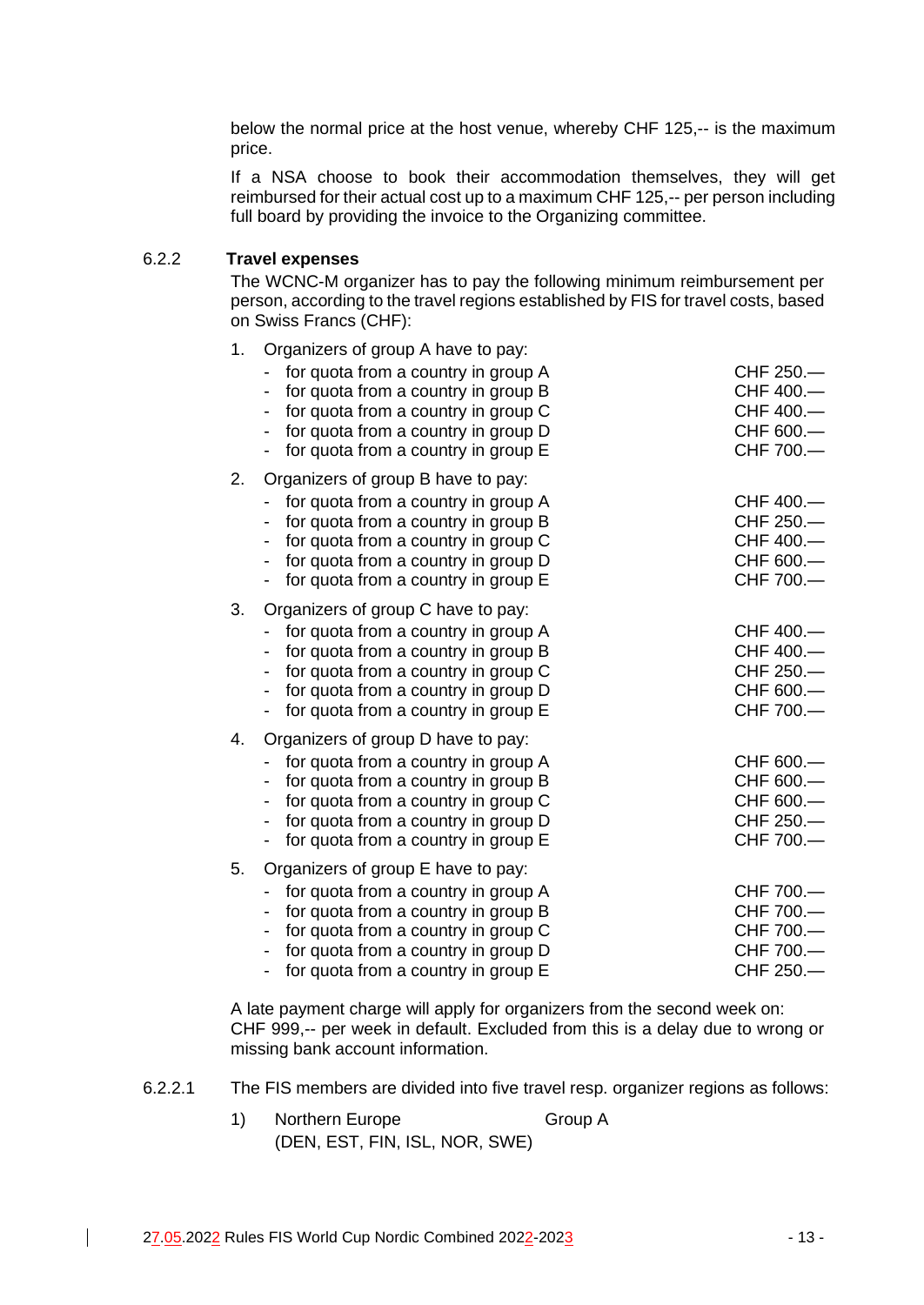below the normal price at the host venue, whereby CHF 125,-- is the maximum price.

If a NSA choose to book their accommodation themselves, they will get reimbursed for their actual cost up to a maximum CHF 125,-- per person including full board by providing the invoice to the Organizing committee.

### 6.2.2 Travel expenses

The WCNC-M organizer has to pay the following minimum reimbursement per person, according to the travel regions established by FIS for travel costs, based on Swiss Francs (CHF):

1. Organizers of group A have to pay:
   - for quota from a country in group A — CHF 250.—
   - for quota from a country in group B — CHF 400.—
   - for quota from a country in group C — CHF 400.—
   - for quota from a country in group D — CHF 600.—
   - for quota from a country in group E — CHF 700.—
2. Organizers of group B have to pay:
   - for quota from a country in group A — CHF 400.—
   - for quota from a country in group B — CHF 250.—
   - for quota from a country in group C — CHF 400.—
   - for quota from a country in group D — CHF 600.—
   - for quota from a country in group E — CHF 700.—
3. Organizers of group C have to pay:
   - for quota from a country in group A — CHF 400.—
   - for quota from a country in group B — CHF 400.—
   - for quota from a country in group C — CHF 250.—
   - for quota from a country in group D — CHF 600.—
   - for quota from a country in group E — CHF 700.—
4. Organizers of group D have to pay:
   - for quota from a country in group A — CHF 600.—
   - for quota from a country in group B — CHF 600.—
   - for quota from a country in group C — CHF 600.—
   - for quota from a country in group D — CHF 250.—
   - for quota from a country in group E — CHF 700.—
5. Organizers of group E have to pay:
   - for quota from a country in group A — CHF 700.—
   - for quota from a country in group B — CHF 700.—
   - for quota from a country in group C — CHF 700.—
   - for quota from a country in group D — CHF 700.—
   - for quota from a country in group E — CHF 250.—

A late payment charge will apply for organizers from the second week on: CHF 999,-- per week in default. Excluded from this is a delay due to wrong or missing bank account information.

#### 6.2.2.1

The FIS members are divided into five travel resp. organizer regions as follows:

1) Northern Europe — Group A
   (DEN, EST, FIN, ISL, NOR, SWE)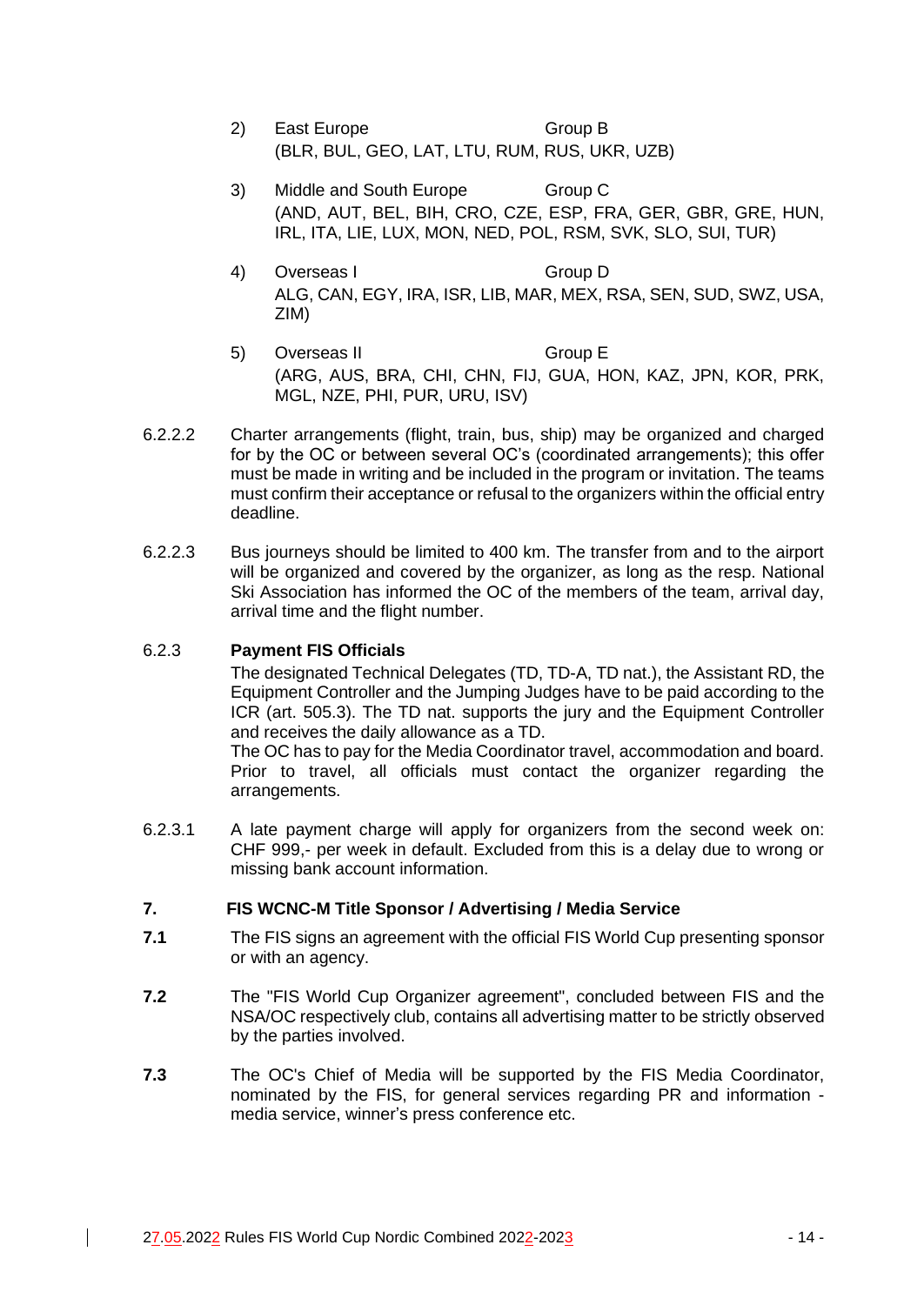2) East Europe Group B
(BLR, BUL, GEO, LAT, LTU, RUM, RUS, UKR, UZB)

3) Middle and South Europe Group C
(AND, AUT, BEL, BIH, CRO, CZE, ESP, FRA, GER, GBR, GRE, HUN, IRL, ITA, LIE, LUX, MON, NED, POL, RSM, SVK, SLO, SUI, TUR)

4) Overseas I Group D
ALG, CAN, EGY, IRA, ISR, LIB, MAR, MEX, RSA, SEN, SUD, SWZ, USA, ZIM)

5) Overseas II Group E
(ARG, AUS, BRA, CHI, CHN, FIJ, GUA, HON, KAZ, JPN, KOR, PRK, MGL, NZE, PHI, PUR, URU, ISV)

6.2.2.2 Charter arrangements (flight, train, bus, ship) may be organized and charged for by the OC or between several OC's (coordinated arrangements); this offer must be made in writing and be included in the program or invitation. The teams must confirm their acceptance or refusal to the organizers within the official entry deadline.

6.2.2.3 Bus journeys should be limited to 400 km. The transfer from and to the airport will be organized and covered by the organizer, as long as the resp. National Ski Association has informed the OC of the members of the team, arrival day, arrival time and the flight number.

6.2.3 **Payment FIS Officials**

The designated Technical Delegates (TD, TD-A, TD nat.), the Assistant RD, the Equipment Controller and the Jumping Judges have to be paid according to the ICR (art. 505.3). The TD nat. supports the jury and the Equipment Controller and receives the daily allowance as a TD.

The OC has to pay for the Media Coordinator travel, accommodation and board. Prior to travel, all officials must contact the organizer regarding the arrangements.

6.2.3.1 A late payment charge will apply for organizers from the second week on: CHF 999,- per week in default. Excluded from this is a delay due to wrong or missing bank account information.

## 7. FIS WCNC-M Title Sponsor / Advertising / Media Service

**7.1** The FIS signs an agreement with the official FIS World Cup presenting sponsor or with an agency.

**7.2** The "FIS World Cup Organizer agreement", concluded between FIS and the NSA/OC respectively club, contains all advertising matter to be strictly observed by the parties involved.

**7.3** The OC's Chief of Media will be supported by the FIS Media Coordinator, nominated by the FIS, for general services regarding PR and information - media service, winner's press conference etc.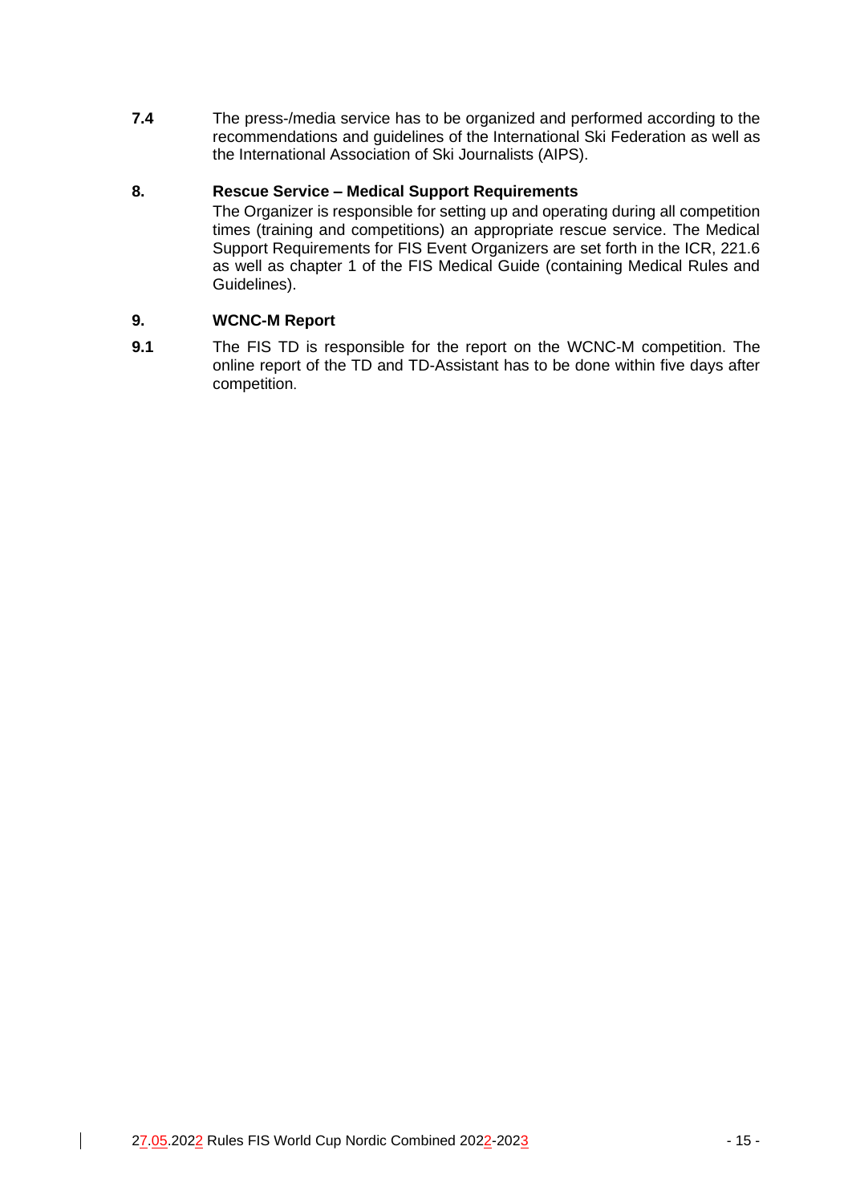**7.4** The press-/media service has to be organized and performed according to the recommendations and guidelines of the International Ski Federation as well as the International Association of Ski Journalists (AIPS).

## 8. Rescue Service – Medical Support Requirements

The Organizer is responsible for setting up and operating during all competition times (training and competitions) an appropriate rescue service. The Medical Support Requirements for FIS Event Organizers are set forth in the ICR, 221.6 as well as chapter 1 of the FIS Medical Guide (containing Medical Rules and Guidelines).

## 9. WCNC-M Report

**9.1** The FIS TD is responsible for the report on the WCNC-M competition. The online report of the TD and TD-Assistant has to be done within five days after competition.